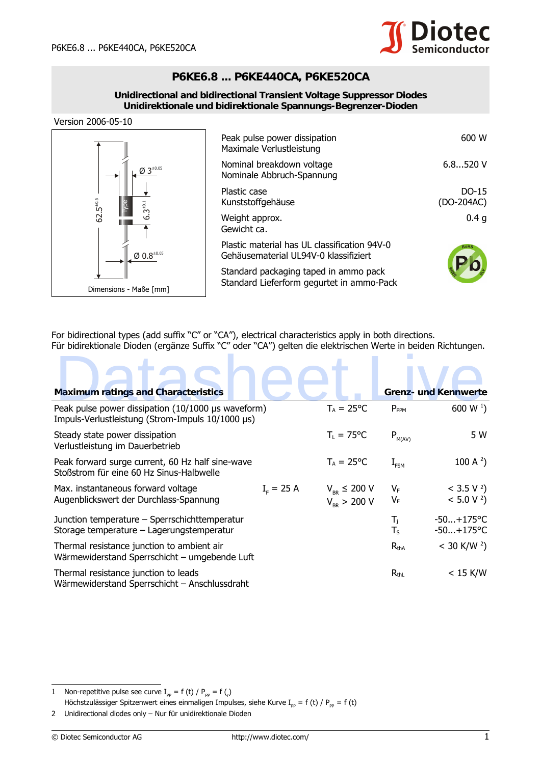# P6KE6.8 ... P6KE440CA, P6KE520CA

**Unidirectional and bidirectional Transient Voltage Suppressor Diodes**
**Unidirektionale und bidirektionale Spannungs-Begrenzer-Dioden**

Version 2006-05-10

Dimensions - Maße [mm]

| | |
|---|---|
| Peak pulse power dissipation<br>Maximale Verlustleistung | 600 W |
| Nominal breakdown voltage<br>Nominale Abbruch-Spannung | 6.8...520 V |
| Plastic case<br>Kunststoffgehäuse | DO-15<br>(DO-204AC) |
| Weight approx.<br>Gewicht ca. | 0.4 g |
| Plastic material has UL classification 94V-0<br>Gehäusematerial UL94V-0 klassifiziert | |
| Standard packaging taped in ammo pack<br>Standard Lieferform gegurtet in ammo-Pack | |

For bidirectional types (add suffix "C" or "CA"), electrical characteristics apply in both directions.
Für bidirektionale Dioden (ergänze Suffix "C" oder "CA") gelten die elektrischen Werte in beiden Richtungen.

| Maximum ratings and Characteristics | | | | Grenz- und Kennwerte |
|---|---|---|---|---|
| Peak pulse power dissipation (10/1000 µs waveform)<br>Impuls-Verlustleistung (Strom-Impuls 10/1000 µs) | | $T_A$ = 25°C | $P_{PPM}$ | 600 W [1] |
| Steady state power dissipation<br>Verlustleistung im Dauerbetrieb | | $T_L$ = 75°C | $P_{M(AV)}$ | 5 W |
| Peak forward surge current, 60 Hz half sine-wave<br>Stoßstrom für eine 60 Hz Sinus-Halbwelle | | $T_A$ = 25°C | $I_{FSM}$ | 100 A [2] |
| Max. instantaneous forward voltage<br>Augenblickswert der Durchlass-Spannung | $I_F$ = 25 A | $V_{BR}$ ≤ 200 V<br>$V_{BR}$ > 200 V | $V_F$<br>$V_F$ | < 3.5 V [2]<br>< 5.0 V [2] |
| Junction temperature – Sperrschichttemperatur<br>Storage temperature – Lagerungstemperatur | | | $T_j$<br>$T_S$ | -50...+175°C<br>-50...+175°C |
| Thermal resistance junction to ambient air<br>Wärmewiderstand Sperrschicht – umgebende Luft | | | $R_{thA}$ | < 30 K/W [2] |
| Thermal resistance junction to leads<br>Wärmewiderstand Sperrschicht – Anschlussdraht | | | $R_{thL}$ | < 15 K/W |

1 Non-repetitive pulse see curve $I_{pp}$ = f (t) / $P_{pp}$ = f (t)
Höchstzulässiger Spitzenwert eines einmaligen Impulses, siehe Kurve $I_{pp}$ = f (t) / $P_{pp}$ = f (t)

2 Unidirectional diodes only – Nur für unidirektionale Dioden

© Diotec Semiconductor AG http://www.diotec.com/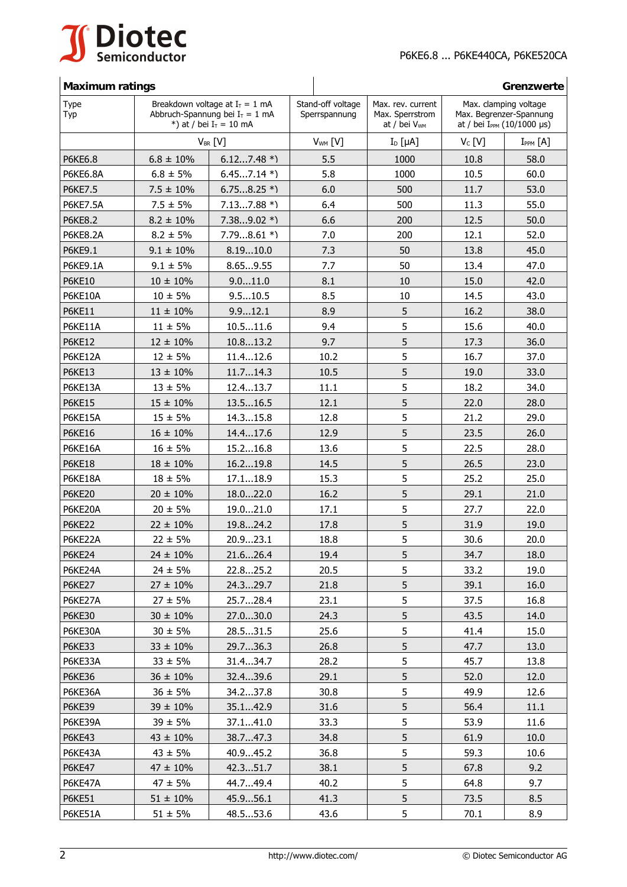| **Maximum ratings** | | | | | | **Grenzwerte** |
|---|---|---|---|---|---|---|
| Type<br>Typ | Breakdown voltage at $I_T$ = 1 mA<br>Abbruch-Spannung bei $I_T$ = 1 mA<br>*) at / bei $I_T$ = 10 mA | | Stand-off voltage<br>Sperrspannung | Max. rev. current<br>Max. Sperrstrom<br>at / bei $V_{WM}$ | Max. clamping voltage<br>Max. Begrenzer-Spannung<br>at / bei $I_{PPM}$ (10/1000 µs) | |
| | $V_{BR}$ [V] | | $V_{WM}$ [V] | $I_D$ [µA] | $V_C$ [V] | $I_{PPM}$ [A] |
| P6KE6.8 | 6.8 ± 10% | 6.12…7.48 *) | 5.5 | 1000 | 10.8 | 58.0 |
| P6KE6.8A | 6.8 ± 5% | 6.45…7.14 *) | 5.8 | 1000 | 10.5 | 60.0 |
| P6KE7.5 | 7.5 ± 10% | 6.75…8.25 *) | 6.0 | 500 | 11.7 | 53.0 |
| P6KE7.5A | 7.5 ± 5% | 7.13…7.88 *) | 6.4 | 500 | 11.3 | 55.0 |
| P6KE8.2 | 8.2 ± 10% | 7.38…9.02 *) | 6.6 | 200 | 12.5 | 50.0 |
| P6KE8.2A | 8.2 ± 5% | 7.79…8.61 *) | 7.0 | 200 | 12.1 | 52.0 |
| P6KE9.1 | 9.1 ± 10% | 8.19…10.0 | 7.3 | 50 | 13.8 | 45.0 |
| P6KE9.1A | 9.1 ± 5% | 8.65…9.55 | 7.7 | 50 | 13.4 | 47.0 |
| P6KE10 | 10 ± 10% | 9.0…11.0 | 8.1 | 10 | 15.0 | 42.0 |
| P6KE10A | 10 ± 5% | 9.5…10.5 | 8.5 | 10 | 14.5 | 43.0 |
| P6KE11 | 11 ± 10% | 9.9…12.1 | 8.9 | 5 | 16.2 | 38.0 |
| P6KE11A | 11 ± 5% | 10.5…11.6 | 9.4 | 5 | 15.6 | 40.0 |
| P6KE12 | 12 ± 10% | 10.8…13.2 | 9.7 | 5 | 17.3 | 36.0 |
| P6KE12A | 12 ± 5% | 11.4…12.6 | 10.2 | 5 | 16.7 | 37.0 |
| P6KE13 | 13 ± 10% | 11.7…14.3 | 10.5 | 5 | 19.0 | 33.0 |
| P6KE13A | 13 ± 5% | 12.4…13.7 | 11.1 | 5 | 18.2 | 34.0 |
| P6KE15 | 15 ± 10% | 13.5…16.5 | 12.1 | 5 | 22.0 | 28.0 |
| P6KE15A | 15 ± 5% | 14.3…15.8 | 12.8 | 5 | 21.2 | 29.0 |
| P6KE16 | 16 ± 10% | 14.4…17.6 | 12.9 | 5 | 23.5 | 26.0 |
| P6KE16A | 16 ± 5% | 15.2…16.8 | 13.6 | 5 | 22.5 | 28.0 |
| P6KE18 | 18 ± 10% | 16.2…19.8 | 14.5 | 5 | 26.5 | 23.0 |
| P6KE18A | 18 ± 5% | 17.1…18.9 | 15.3 | 5 | 25.2 | 25.0 |
| P6KE20 | 20 ± 10% | 18.0…22.0 | 16.2 | 5 | 29.1 | 21.0 |
| P6KE20A | 20 ± 5% | 19.0…21.0 | 17.1 | 5 | 27.7 | 22.0 |
| P6KE22 | 22 ± 10% | 19.8…24.2 | 17.8 | 5 | 31.9 | 19.0 |
| P6KE22A | 22 ± 5% | 20.9…23.1 | 18.8 | 5 | 30.6 | 20.0 |
| P6KE24 | 24 ± 10% | 21.6…26.4 | 19.4 | 5 | 34.7 | 18.0 |
| P6KE24A | 24 ± 5% | 22.8…25.2 | 20.5 | 5 | 33.2 | 19.0 |
| P6KE27 | 27 ± 10% | 24.3…29.7 | 21.8 | 5 | 39.1 | 16.0 |
| P6KE27A | 27 ± 5% | 25.7…28.4 | 23.1 | 5 | 37.5 | 16.8 |
| P6KE30 | 30 ± 10% | 27.0…30.0 | 24.3 | 5 | 43.5 | 14.0 |
| P6KE30A | 30 ± 5% | 28.5…31.5 | 25.6 | 5 | 41.4 | 15.0 |
| P6KE33 | 33 ± 10% | 29.7…36.3 | 26.8 | 5 | 47.7 | 13.0 |
| P6KE33A | 33 ± 5% | 31.4…34.7 | 28.2 | 5 | 45.7 | 13.8 |
| P6KE36 | 36 ± 10% | 32.4…39.6 | 29.1 | 5 | 52.0 | 12.0 |
| P6KE36A | 36 ± 5% | 34.2…37.8 | 30.8 | 5 | 49.9 | 12.6 |
| P6KE39 | 39 ± 10% | 35.1…42.9 | 31.6 | 5 | 56.4 | 11.1 |
| P6KE39A | 39 ± 5% | 37.1…41.0 | 33.3 | 5 | 53.9 | 11.6 |
| P6KE43 | 43 ± 10% | 38.7…47.3 | 34.8 | 5 | 61.9 | 10.0 |
| P6KE43A | 43 ± 5% | 40.9…45.2 | 36.8 | 5 | 59.3 | 10.6 |
| P6KE47 | 47 ± 10% | 42.3…51.7 | 38.1 | 5 | 67.8 | 9.2 |
| P6KE47A | 47 ± 5% | 44.7…49.4 | 40.2 | 5 | 64.8 | 9.7 |
| P6KE51 | 51 ± 10% | 45.9…56.1 | 41.3 | 5 | 73.5 | 8.5 |
| P6KE51A | 51 ± 5% | 48.5…53.6 | 43.6 | 5 | 70.1 | 8.9 |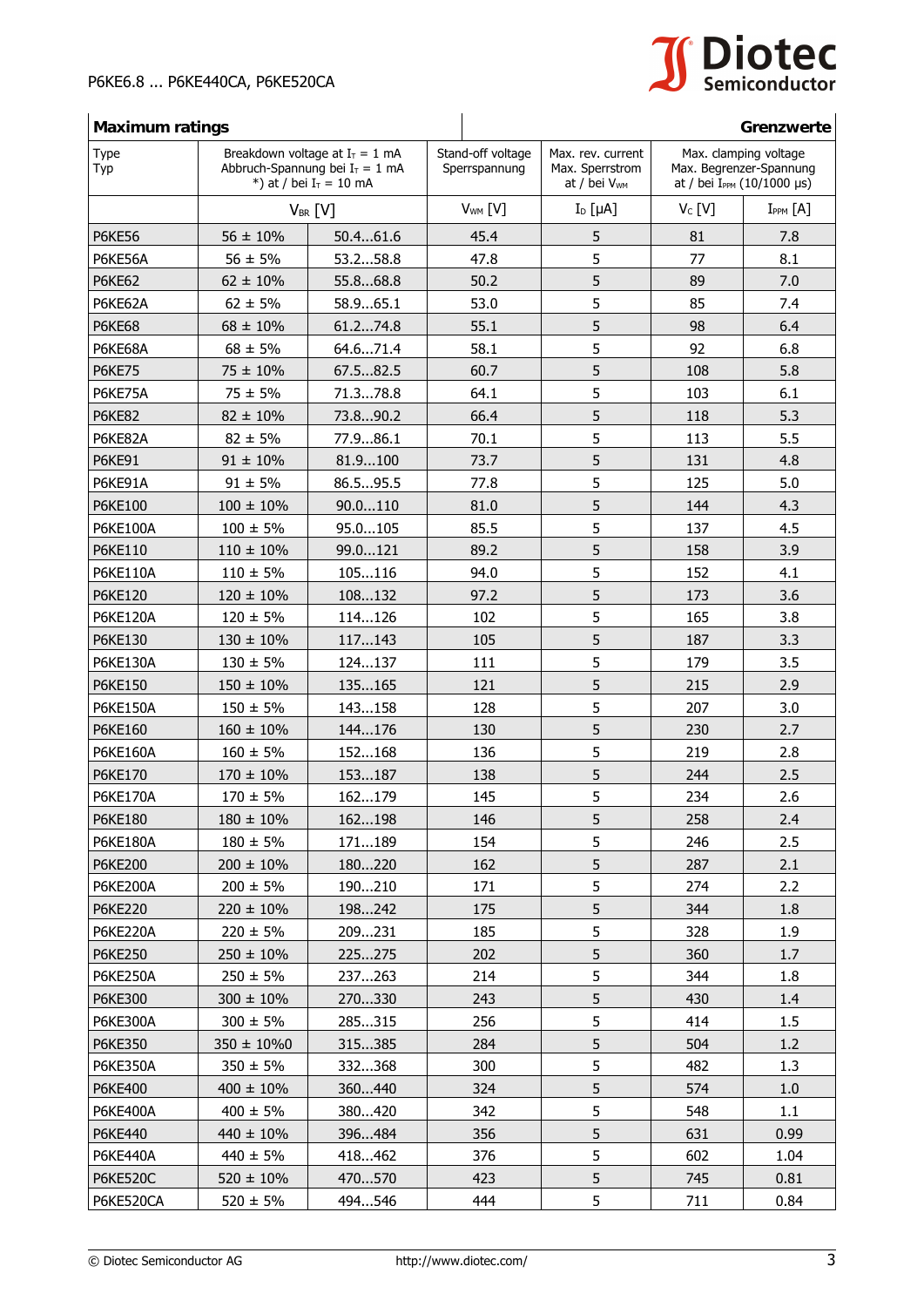| **Maximum ratings** | | | | | | **Grenzwerte** |
|---|---|---|---|---|---|---|
| Type<br>Typ | Breakdown voltage at $I_T$ = 1 mA<br>Abbruch-Spannung bei $I_T$ = 1 mA<br>*) at / bei $I_T$ = 10 mA | | Stand-off voltage<br>Sperrspannung | Max. rev. current<br>Max. Sperrstrom<br>at / bei $V_{WM}$ | Max. clamping voltage<br>Max. Begrenzer-Spannung<br>at / bei $I_{PPM}$ (10/1000 µs) | |
| | $V_{BR}$ [V] | | $V_{WM}$ [V] | $I_D$ [µA] | $V_C$ [V] | $I_{PPM}$ [A] |
| P6KE56 | 56 ± 10% | 50.4...61.6 | 45.4 | 5 | 81 | 7.8 |
| P6KE56A | 56 ± 5% | 53.2...58.8 | 47.8 | 5 | 77 | 8.1 |
| P6KE62 | 62 ± 10% | 55.8...68.8 | 50.2 | 5 | 89 | 7.0 |
| P6KE62A | 62 ± 5% | 58.9...65.1 | 53.0 | 5 | 85 | 7.4 |
| P6KE68 | 68 ± 10% | 61.2...74.8 | 55.1 | 5 | 98 | 6.4 |
| P6KE68A | 68 ± 5% | 64.6...71.4 | 58.1 | 5 | 92 | 6.8 |
| P6KE75 | 75 ± 10% | 67.5...82.5 | 60.7 | 5 | 108 | 5.8 |
| P6KE75A | 75 ± 5% | 71.3...78.8 | 64.1 | 5 | 103 | 6.1 |
| P6KE82 | 82 ± 10% | 73.8...90.2 | 66.4 | 5 | 118 | 5.3 |
| P6KE82A | 82 ± 5% | 77.9...86.1 | 70.1 | 5 | 113 | 5.5 |
| P6KE91 | 91 ± 10% | 81.9...100 | 73.7 | 5 | 131 | 4.8 |
| P6KE91A | 91 ± 5% | 86.5...95.5 | 77.8 | 5 | 125 | 5.0 |
| P6KE100 | 100 ± 10% | 90.0...110 | 81.0 | 5 | 144 | 4.3 |
| P6KE100A | 100 ± 5% | 95.0...105 | 85.5 | 5 | 137 | 4.5 |
| P6KE110 | 110 ± 10% | 99.0...121 | 89.2 | 5 | 158 | 3.9 |
| P6KE110A | 110 ± 5% | 105...116 | 94.0 | 5 | 152 | 4.1 |
| P6KE120 | 120 ± 10% | 108...132 | 97.2 | 5 | 173 | 3.6 |
| P6KE120A | 120 ± 5% | 114...126 | 102 | 5 | 165 | 3.8 |
| P6KE130 | 130 ± 10% | 117...143 | 105 | 5 | 187 | 3.3 |
| P6KE130A | 130 ± 5% | 124...137 | 111 | 5 | 179 | 3.5 |
| P6KE150 | 150 ± 10% | 135...165 | 121 | 5 | 215 | 2.9 |
| P6KE150A | 150 ± 5% | 143...158 | 128 | 5 | 207 | 3.0 |
| P6KE160 | 160 ± 10% | 144...176 | 130 | 5 | 230 | 2.7 |
| P6KE160A | 160 ± 5% | 152...168 | 136 | 5 | 219 | 2.8 |
| P6KE170 | 170 ± 10% | 153...187 | 138 | 5 | 244 | 2.5 |
| P6KE170A | 170 ± 5% | 162...179 | 145 | 5 | 234 | 2.6 |
| P6KE180 | 180 ± 10% | 162...198 | 146 | 5 | 258 | 2.4 |
| P6KE180A | 180 ± 5% | 171...189 | 154 | 5 | 246 | 2.5 |
| P6KE200 | 200 ± 10% | 180...220 | 162 | 5 | 287 | 2.1 |
| P6KE200A | 200 ± 5% | 190...210 | 171 | 5 | 274 | 2.2 |
| P6KE220 | 220 ± 10% | 198...242 | 175 | 5 | 344 | 1.8 |
| P6KE220A | 220 ± 5% | 209...231 | 185 | 5 | 328 | 1.9 |
| P6KE250 | 250 ± 10% | 225...275 | 202 | 5 | 360 | 1.7 |
| P6KE250A | 250 ± 5% | 237...263 | 214 | 5 | 344 | 1.8 |
| P6KE300 | 300 ± 10% | 270...330 | 243 | 5 | 430 | 1.4 |
| P6KE300A | 300 ± 5% | 285...315 | 256 | 5 | 414 | 1.5 |
| P6KE350 | 350 ± 10%0 | 315...385 | 284 | 5 | 504 | 1.2 |
| P6KE350A | 350 ± 5% | 332...368 | 300 | 5 | 482 | 1.3 |
| P6KE400 | 400 ± 10% | 360...440 | 324 | 5 | 574 | 1.0 |
| P6KE400A | 400 ± 5% | 380...420 | 342 | 5 | 548 | 1.1 |
| P6KE440 | 440 ± 10% | 396...484 | 356 | 5 | 631 | 0.99 |
| P6KE440A | 440 ± 5% | 418...462 | 376 | 5 | 602 | 1.04 |
| P6KE520C | 520 ± 10% | 470...570 | 423 | 5 | 745 | 0.81 |
| P6KE520CA | 520 ± 5% | 494...546 | 444 | 5 | 711 | 0.84 |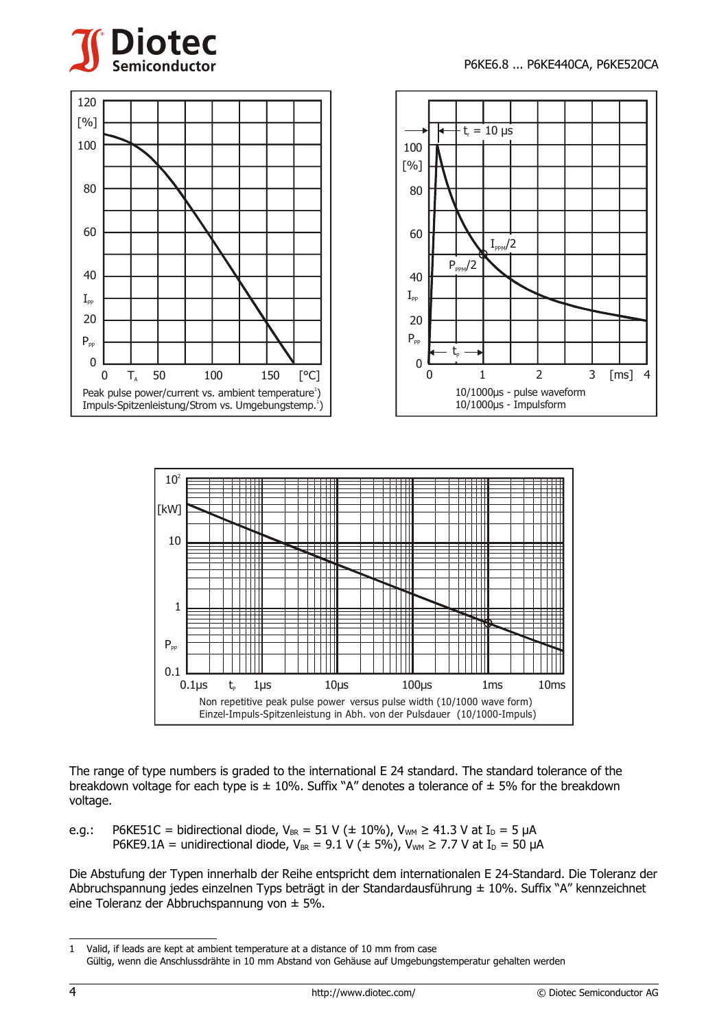120
[%]
100
80
60
40
$I_{PP}$
20
$P_{PP}$
0
0 $T_A$ 50 100 150 [°C]

Peak pulse power/current vs. ambient temperature[1])
Impuls-Spitzenleistung/Strom vs. Umgebungstemp.[1])

$t_r$ = 10 µs
100
[%]
80
60
$I_{PPM}/2$
$P_{PPM}/2$
40
$I_{PP}$
20
$P_{PP}$
$t_p$
0
0 1 2 3 [ms] 4

10/1000µs - pulse waveform
10/1000µs - Impulsform

$10^2$
[kW]
10
1
$P_{PP}$
0.1
0.1µs $t_p$ 1µs 10µs 100µs 1ms 10ms

Non repetitive peak pulse power versus pulse width (10/1000 wave form)
Einzel-Impuls-Spitzenleistung in Abh. von der Pulsdauer (10/1000-Impuls)

The range of type numbers is graded to the international E 24 standard. The standard tolerance of the breakdown voltage for each type is ± 10%. Suffix “A” denotes a tolerance of ± 5% for the breakdown voltage.

e.g.: P6KE51C = bidirectional diode, $V_{BR}$ = 51 V (± 10%), $V_{WM}$ ≥ 41.3 V at $I_D$ = 5 µA
P6KE9.1A = unidirectional diode, $V_{BR}$ = 9.1 V (± 5%), $V_{WM}$ ≥ 7.7 V at $I_D$ = 50 µA

Die Abstufung der Typen innerhalb der Reihe entspricht dem internationalen E 24-Standard. Die Toleranz der Abbruchspannung jedes einzelnen Typs beträgt in der Standardausführung ± 10%. Suffix “A” kennzeichnet eine Toleranz der Abbruchspannung von ± 5%.

1 Valid, if leads are kept at ambient temperature at a distance of 10 mm from case
Gültig, wenn die Anschlussdrähte in 10 mm Abstand von Gehäuse auf Umgebungstemperatur gehalten werden